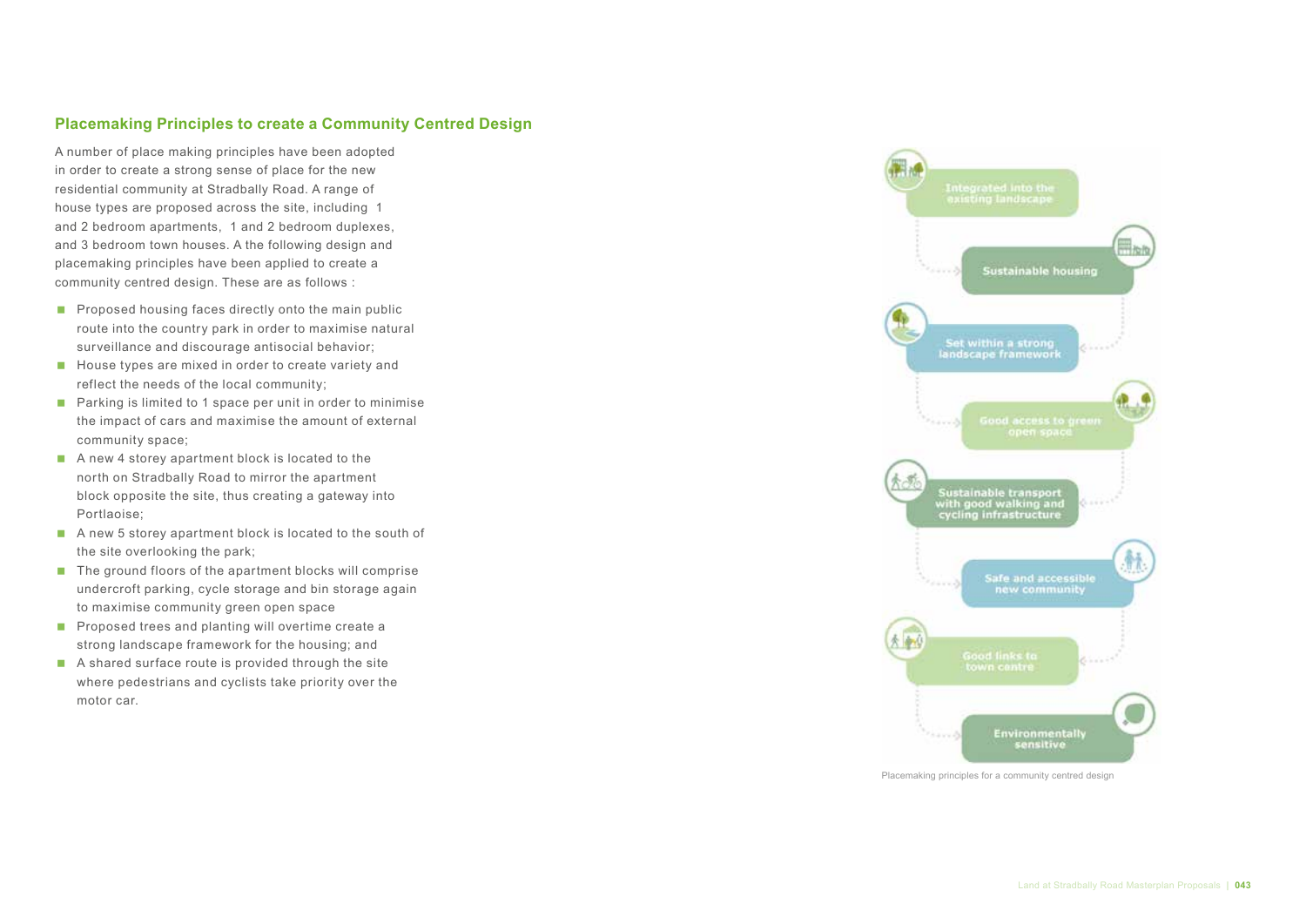## Placemaking Principles to create a Community Centred Design

A number of place making principles have been adopted in order to create a strong sense of place for the new residential community at Stradbally Road. A range of house types are proposed across the site, including 1 and 2 bedroom apartments, 1 and 2 bedroom duplexes, and 3 bedroom town houses. A the following design and placemaking principles have been applied to create a community centred design. These are as follows :

- Proposed housing faces directly onto the main public route into the country park in order to maximise natural surveillance and discourage antisocial behavior;
- House types are mixed in order to create variety and reflect the needs of the local community;
- Parking is limited to 1 space per unit in order to minimise the impact of cars and maximise the amount of external community space;
- A new 4 storey apartment block is located to the north on Stradbally Road to mirror the apartment block opposite the site, thus creating a gateway into Portlaoise;
- A new 5 storey apartment block is located to the south of the site overlooking the park;
- The ground floors of the apartment blocks will comprise undercroft parking, cycle storage and bin storage again to maximise community green open space
- Proposed trees and planting will overtime create a strong landscape framework for the housing; and
- A shared surface route is provided through the site where pedestrians and cyclists take priority over the motor car.

Integrated into the existing landscape

Sustainable housing

Set within a strong landscape framework

Good access to green open space

Sustainable transport with good walking and cycling infrastructure

Safe and accessible new community

Good links to town centre

Environmentally sensitive

Placemaking principles for a community centred design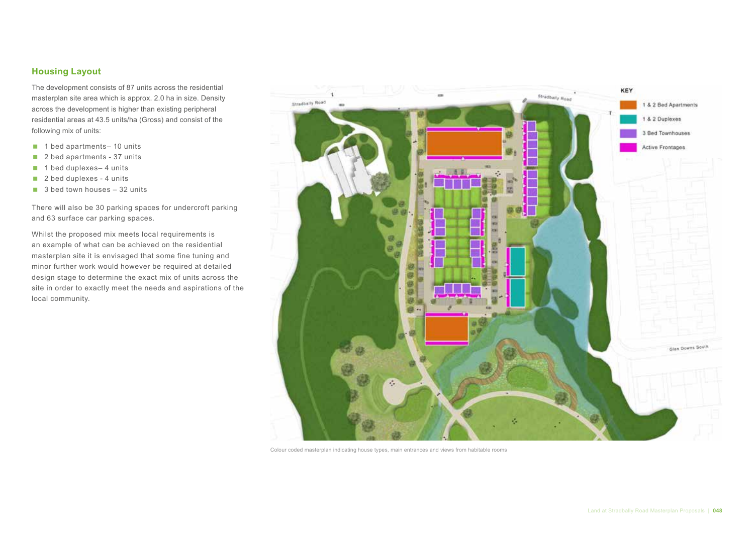## Housing Layout

The development consists of 87 units across the residential masterplan site area which is approx. 2.0 ha in size. Density across the development is higher than existing peripheral residential areas at 43.5 units/ha (Gross) and consist of the following mix of units:

- 1 bed apartments– 10 units
- 2 bed apartments - 37 units
- 1 bed duplexes– 4 units
- 2 bed duplexes - 4 units
- 3 bed town houses – 32 units

There will also be 30 parking spaces for undercroft parking and 63 surface car parking spaces.

Whilst the proposed mix meets local requirements is an example of what can be achieved on the residential masterplan site it is envisaged that some fine tuning and minor further work would however be required at detailed design stage to determine the exact mix of units across the site in order to exactly meet the needs and aspirations of the local community.

Stradbally Road

Stradbally Road

Glen Downs South

KEY

1 & 2 Bed Apartments

1 & 2 Duplexes

3 Bed Townhouses

Active Frontages

Colour coded masterplan indicating house types, main entrances and views from habitable rooms